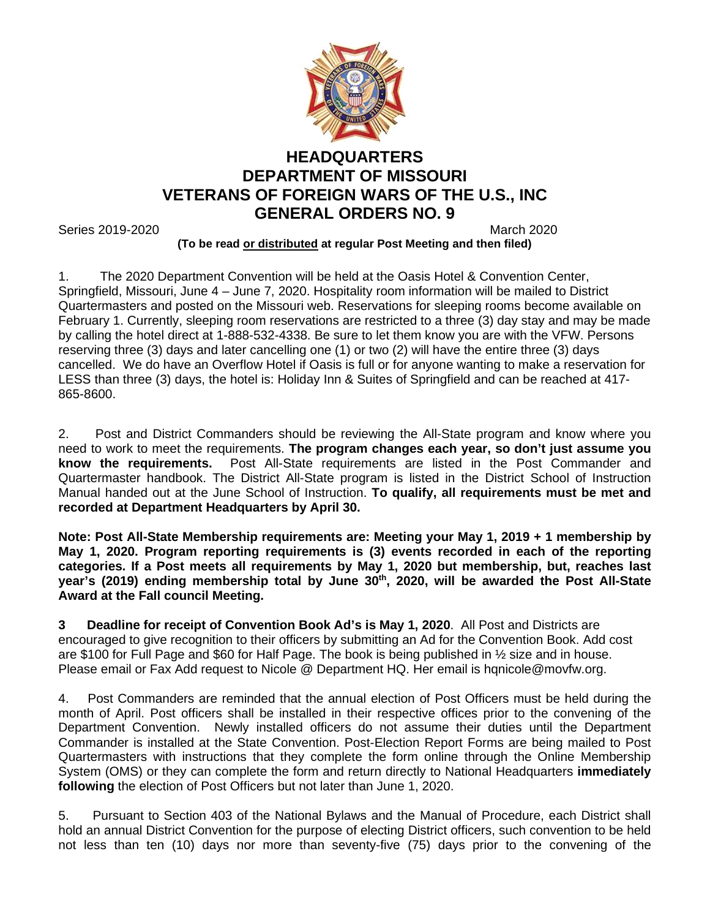# HEADQUARTERS
# DEPARTMENT OF MISSOURI
# VETERANS OF FOREIGN WARS OF THE U.S., INC
# GENERAL ORDERS NO. 9

Series 2019-2020 March 2020

**(To be read or distributed at regular Post Meeting and then filed)**

1. The 2020 Department Convention will be held at the Oasis Hotel & Convention Center, Springfield, Missouri, June 4 – June 7, 2020. Hospitality room information will be mailed to District Quartermasters and posted on the Missouri web. Reservations for sleeping rooms become available on February 1. Currently, sleeping room reservations are restricted to a three (3) day stay and may be made by calling the hotel direct at 1-888-532-4338. Be sure to let them know you are with the VFW. Persons reserving three (3) days and later cancelling one (1) or two (2) will have the entire three (3) days cancelled. We do have an Overflow Hotel if Oasis is full or for anyone wanting to make a reservation for LESS than three (3) days, the hotel is: Holiday Inn & Suites of Springfield and can be reached at 417-865-8600.

2. Post and District Commanders should be reviewing the All-State program and know where you need to work to meet the requirements. **The program changes each year, so don't just assume you know the requirements.** Post All-State requirements are listed in the Post Commander and Quartermaster handbook. The District All-State program is listed in the District School of Instruction Manual handed out at the June School of Instruction. **To qualify, all requirements must be met and recorded at Department Headquarters by April 30.**

**Note: Post All-State Membership requirements are: Meeting your May 1, 2019 + 1 membership by May 1, 2020. Program reporting requirements is (3) events recorded in each of the reporting categories. If a Post meets all requirements by May 1, 2020 but membership, but, reaches last year's (2019) ending membership total by June 30th, 2020, will be awarded the Post All-State Award at the Fall council Meeting.**

3 **Deadline for receipt of Convention Book Ad's is May 1, 2020**. All Post and Districts are encouraged to give recognition to their officers by submitting an Ad for the Convention Book. Add cost are $100 for Full Page and $60 for Half Page. The book is being published in ½ size and in house. Please email or Fax Add request to Nicole @ Department HQ. Her email is hqnicole@movfw.org.

4. Post Commanders are reminded that the annual election of Post Officers must be held during the month of April. Post officers shall be installed in their respective offices prior to the convening of the Department Convention. Newly installed officers do not assume their duties until the Department Commander is installed at the State Convention. Post-Election Report Forms are being mailed to Post Quartermasters with instructions that they complete the form online through the Online Membership System (OMS) or they can complete the form and return directly to National Headquarters **immediately following** the election of Post Officers but not later than June 1, 2020.

5. Pursuant to Section 403 of the National Bylaws and the Manual of Procedure, each District shall hold an annual District Convention for the purpose of electing District officers, such convention to be held not less than ten (10) days nor more than seventy-five (75) days prior to the convening of the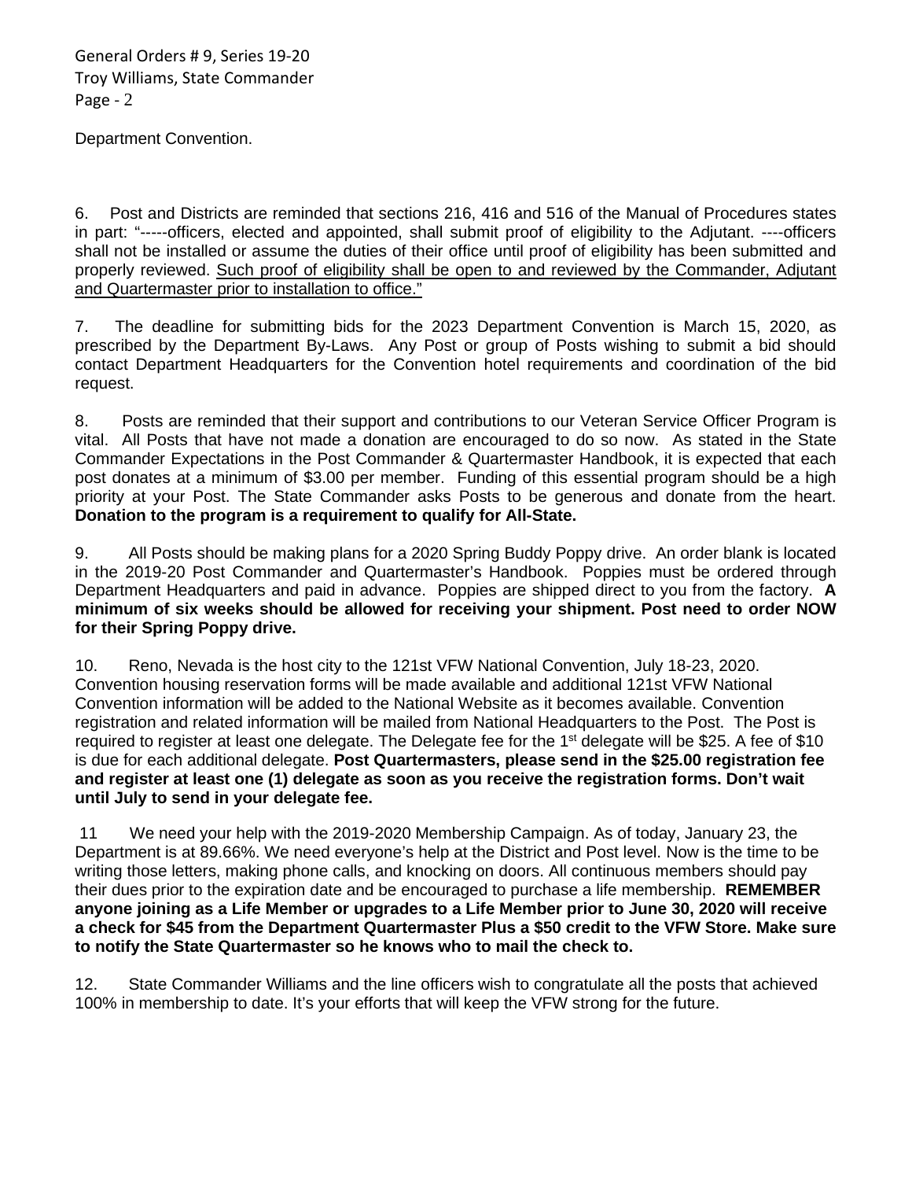Department Convention.

6. Post and Districts are reminded that sections 216, 416 and 516 of the Manual of Procedures states in part: "-----officers, elected and appointed, shall submit proof of eligibility to the Adjutant. ----officers shall not be installed or assume the duties of their office until proof of eligibility has been submitted and properly reviewed. Such proof of eligibility shall be open to and reviewed by the Commander, Adjutant and Quartermaster prior to installation to office."

7. The deadline for submitting bids for the 2023 Department Convention is March 15, 2020, as prescribed by the Department By-Laws. Any Post or group of Posts wishing to submit a bid should contact Department Headquarters for the Convention hotel requirements and coordination of the bid request.

8. Posts are reminded that their support and contributions to our Veteran Service Officer Program is vital. All Posts that have not made a donation are encouraged to do so now. As stated in the State Commander Expectations in the Post Commander & Quartermaster Handbook, it is expected that each post donates at a minimum of $3.00 per member. Funding of this essential program should be a high priority at your Post. The State Commander asks Posts to be generous and donate from the heart. **Donation to the program is a requirement to qualify for All-State.**

9. All Posts should be making plans for a 2020 Spring Buddy Poppy drive. An order blank is located in the 2019-20 Post Commander and Quartermaster's Handbook. Poppies must be ordered through Department Headquarters and paid in advance. Poppies are shipped direct to you from the factory. **A minimum of six weeks should be allowed for receiving your shipment. Post need to order NOW for their Spring Poppy drive.**

10. Reno, Nevada is the host city to the 121st VFW National Convention, July 18-23, 2020. Convention housing reservation forms will be made available and additional 121st VFW National Convention information will be added to the National Website as it becomes available. Convention registration and related information will be mailed from National Headquarters to the Post. The Post is required to register at least one delegate. The Delegate fee for the 1st delegate will be $25. A fee of $10 is due for each additional delegate. **Post Quartermasters, please send in the $25.00 registration fee and register at least one (1) delegate as soon as you receive the registration forms. Don't wait until July to send in your delegate fee.**

11 We need your help with the 2019-2020 Membership Campaign. As of today, January 23, the Department is at 89.66%. We need everyone's help at the District and Post level. Now is the time to be writing those letters, making phone calls, and knocking on doors. All continuous members should pay their dues prior to the expiration date and be encouraged to purchase a life membership. **REMEMBER anyone joining as a Life Member or upgrades to a Life Member prior to June 30, 2020 will receive a check for $45 from the Department Quartermaster Plus a $50 credit to the VFW Store. Make sure to notify the State Quartermaster so he knows who to mail the check to.**

12. State Commander Williams and the line officers wish to congratulate all the posts that achieved 100% in membership to date. It's your efforts that will keep the VFW strong for the future.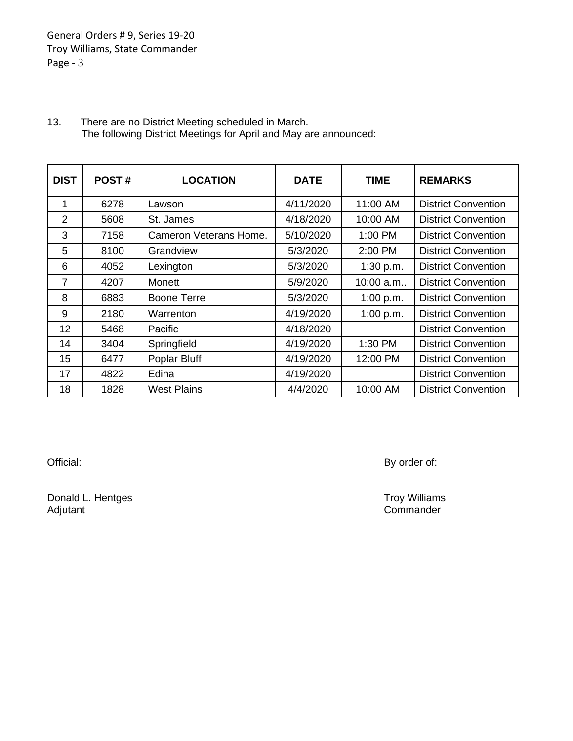13. There are no District Meeting scheduled in March.
    The following District Meetings for April and May are announced:

| DIST | POST # | LOCATION | DATE | TIME | REMARKS |
|---|---|---|---|---|---|
| 1 | 6278 | Lawson | 4/11/2020 | 11:00 AM | District Convention |
| 2 | 5608 | St. James | 4/18/2020 | 10:00 AM | District Convention |
| 3 | 7158 | Cameron Veterans Home. | 5/10/2020 | 1:00 PM | District Convention |
| 5 | 8100 | Grandview | 5/3/2020 | 2:00 PM | District Convention |
| 6 | 4052 | Lexington | 5/3/2020 | 1:30 p.m. | District Convention |
| 7 | 4207 | Monett | 5/9/2020 | 10:00 a.m.. | District Convention |
| 8 | 6883 | Boone Terre | 5/3/2020 | 1:00 p.m. | District Convention |
| 9 | 2180 | Warrenton | 4/19/2020 | 1:00 p.m. | District Convention |
| 12 | 5468 | Pacific | 4/18/2020 | | District Convention |
| 14 | 3404 | Springfield | 4/19/2020 | 1:30 PM | District Convention |
| 15 | 6477 | Poplar Bluff | 4/19/2020 | 12:00 PM | District Convention |
| 17 | 4822 | Edina | 4/19/2020 | | District Convention |
| 18 | 1828 | West Plains | 4/4/2020 | 10:00 AM | District Convention |

Official:

Donald L. Hentges
Adjutant

By order of:

Troy Williams
Commander